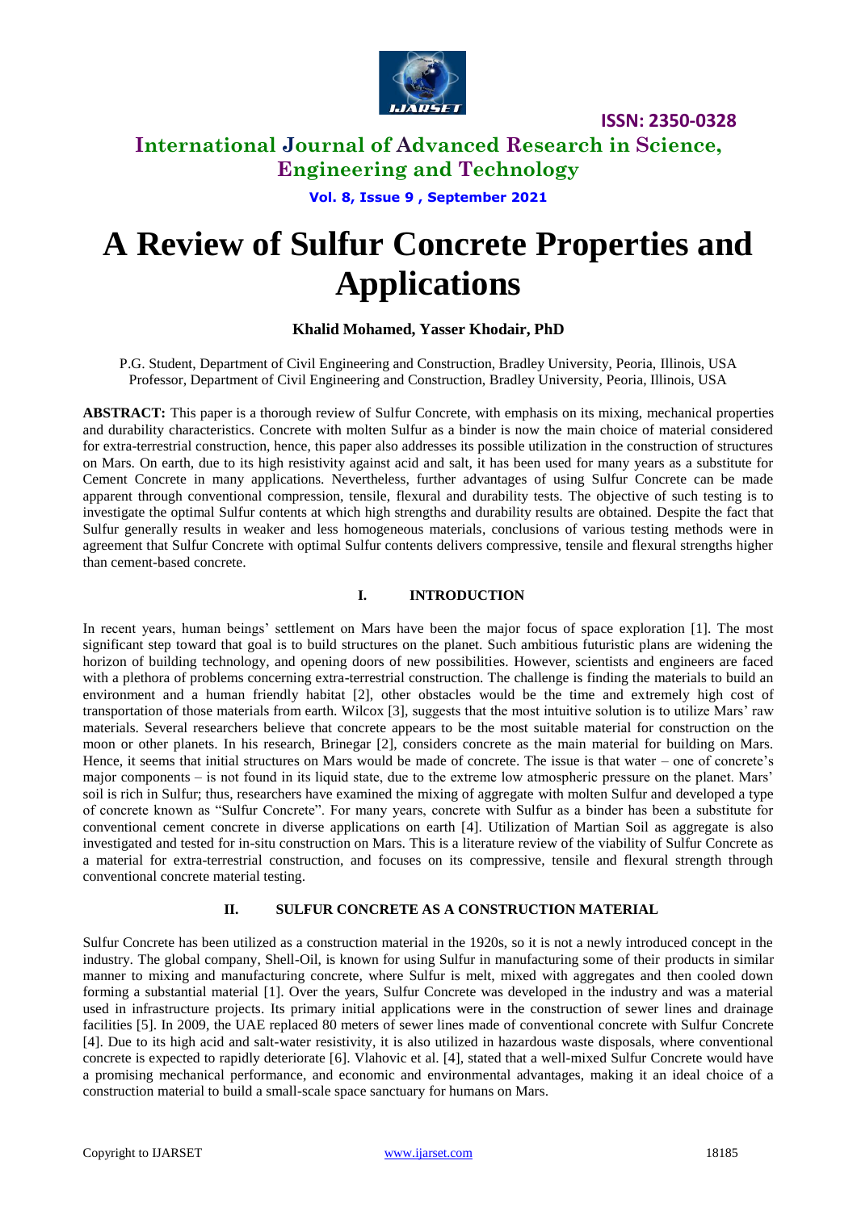# A Review of Sulfur Concrete Properties and Applications

**Khalid Mohamed, Yasser Khodair, PhD**

P.G. Student, Department of Civil Engineering and Construction, Bradley University, Peoria, Illinois, USA
Professor, Department of Civil Engineering and Construction, Bradley University, Peoria, Illinois, USA

**ABSTRACT:** This paper is a thorough review of Sulfur Concrete, with emphasis on its mixing, mechanical properties and durability characteristics. Concrete with molten Sulfur as a binder is now the main choice of material considered for extra-terrestrial construction, hence, this paper also addresses its possible utilization in the construction of structures on Mars. On earth, due to its high resistivity against acid and salt, it has been used for many years as a substitute for Cement Concrete in many applications. Nevertheless, further advantages of using Sulfur Concrete can be made apparent through conventional compression, tensile, flexural and durability tests. The objective of such testing is to investigate the optimal Sulfur contents at which high strengths and durability results are obtained. Despite the fact that Sulfur generally results in weaker and less homogeneous materials, conclusions of various testing methods were in agreement that Sulfur Concrete with optimal Sulfur contents delivers compressive, tensile and flexural strengths higher than cement-based concrete.

## I. INTRODUCTION

In recent years, human beings' settlement on Mars have been the major focus of space exploration [1]. The most significant step toward that goal is to build structures on the planet. Such ambitious futuristic plans are widening the horizon of building technology, and opening doors of new possibilities. However, scientists and engineers are faced with a plethora of problems concerning extra-terrestrial construction. The challenge is finding the materials to build an environment and a human friendly habitat [2], other obstacles would be the time and extremely high cost of transportation of those materials from earth. Wilcox [3], suggests that the most intuitive solution is to utilize Mars' raw materials. Several researchers believe that concrete appears to be the most suitable material for construction on the moon or other planets. In his research, Brinegar [2], considers concrete as the main material for building on Mars. Hence, it seems that initial structures on Mars would be made of concrete. The issue is that water – one of concrete's major components – is not found in its liquid state, due to the extreme low atmospheric pressure on the planet. Mars' soil is rich in Sulfur; thus, researchers have examined the mixing of aggregate with molten Sulfur and developed a type of concrete known as "Sulfur Concrete". For many years, concrete with Sulfur as a binder has been a substitute for conventional cement concrete in diverse applications on earth [4]. Utilization of Martian Soil as aggregate is also investigated and tested for in-situ construction on Mars. This is a literature review of the viability of Sulfur Concrete as a material for extra-terrestrial construction, and focuses on its compressive, tensile and flexural strength through conventional concrete material testing.

## II. SULFUR CONCRETE AS A CONSTRUCTION MATERIAL

Sulfur Concrete has been utilized as a construction material in the 1920s, so it is not a newly introduced concept in the industry. The global company, Shell-Oil, is known for using Sulfur in manufacturing some of their products in similar manner to mixing and manufacturing concrete, where Sulfur is melt, mixed with aggregates and then cooled down forming a substantial material [1]. Over the years, Sulfur Concrete was developed in the industry and was a material used in infrastructure projects. Its primary initial applications were in the construction of sewer lines and drainage facilities [5]. In 2009, the UAE replaced 80 meters of sewer lines made of conventional concrete with Sulfur Concrete [4]. Due to its high acid and salt-water resistivity, it is also utilized in hazardous waste disposals, where conventional concrete is expected to rapidly deteriorate [6]. Vlahovic et al. [4], stated that a well-mixed Sulfur Concrete would have a promising mechanical performance, and economic and environmental advantages, making it an ideal choice of a construction material to build a small-scale space sanctuary for humans on Mars.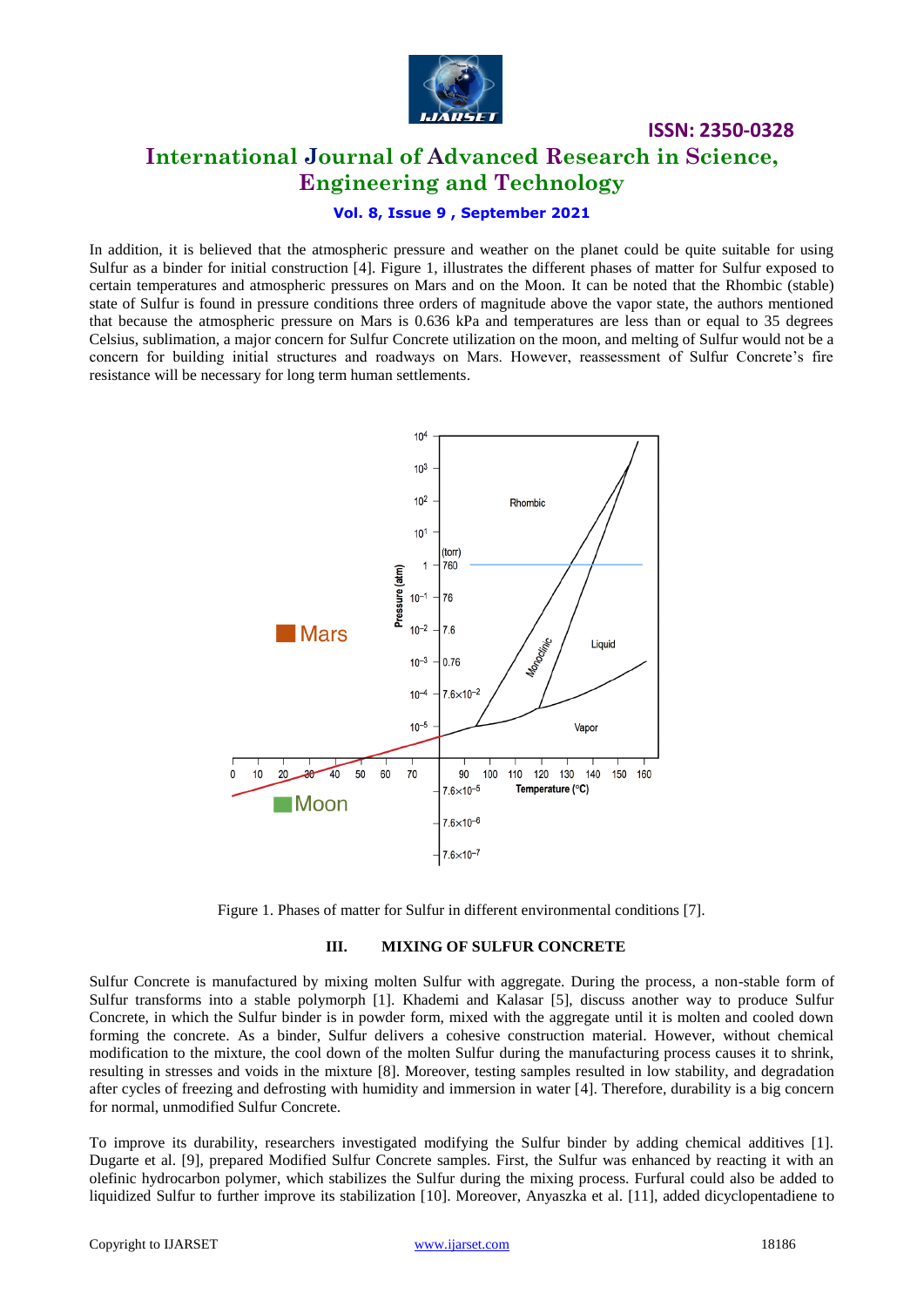In addition, it is believed that the atmospheric pressure and weather on the planet could be quite suitable for using Sulfur as a binder for initial construction [4]. Figure 1, illustrates the different phases of matter for Sulfur exposed to certain temperatures and atmospheric pressures on Mars and on the Moon. It can be noted that the Rhombic (stable) state of Sulfur is found in pressure conditions three orders of magnitude above the vapor state, the authors mentioned that because the atmospheric pressure on Mars is 0.636 kPa and temperatures are less than or equal to 35 degrees Celsius, sublimation, a major concern for Sulfur Concrete utilization on the moon, and melting of Sulfur would not be a concern for building initial structures and roadways on Mars. However, reassessment of Sulfur Concrete's fire resistance will be necessary for long term human settlements.

Mars
Moon
Pressure (atm)
$10^4$
$10^3$
$10^2$
$10^1$
1
$10^{-1}$
$10^{-2}$
$10^{-3}$
$10^{-4}$
$10^{-5}$
(torr)
760
76
7.6
0.76
$7.6\times10^{-2}$
$7.6\times10^{-5}$
$7.6\times10^{-6}$
$7.6\times10^{-7}$
Rhombic
Monoclinic
Liquid
Vapor
0 10 20 30 40 50 60 70 90 100 110 120 130 140 150 160
Temperature (°C)

Figure 1. Phases of matter for Sulfur in different environmental conditions [7].

## III. MIXING OF SULFUR CONCRETE

Sulfur Concrete is manufactured by mixing molten Sulfur with aggregate. During the process, a non-stable form of Sulfur transforms into a stable polymorph [1]. Khademi and Kalasar [5], discuss another way to produce Sulfur Concrete, in which the Sulfur binder is in powder form, mixed with the aggregate until it is molten and cooled down forming the concrete. As a binder, Sulfur delivers a cohesive construction material. However, without chemical modification to the mixture, the cool down of the molten Sulfur during the manufacturing process causes it to shrink, resulting in stresses and voids in the mixture [8]. Moreover, testing samples resulted in low stability, and degradation after cycles of freezing and defrosting with humidity and immersion in water [4]. Therefore, durability is a big concern for normal, unmodified Sulfur Concrete.

To improve its durability, researchers investigated modifying the Sulfur binder by adding chemical additives [1]. Dugarte et al. [9], prepared Modified Sulfur Concrete samples. First, the Sulfur was enhanced by reacting it with an olefinic hydrocarbon polymer, which stabilizes the Sulfur during the mixing process. Furfural could also be added to liquidized Sulfur to further improve its stabilization [10]. Moreover, Anyaszka et al. [11], added dicyclopentadiene to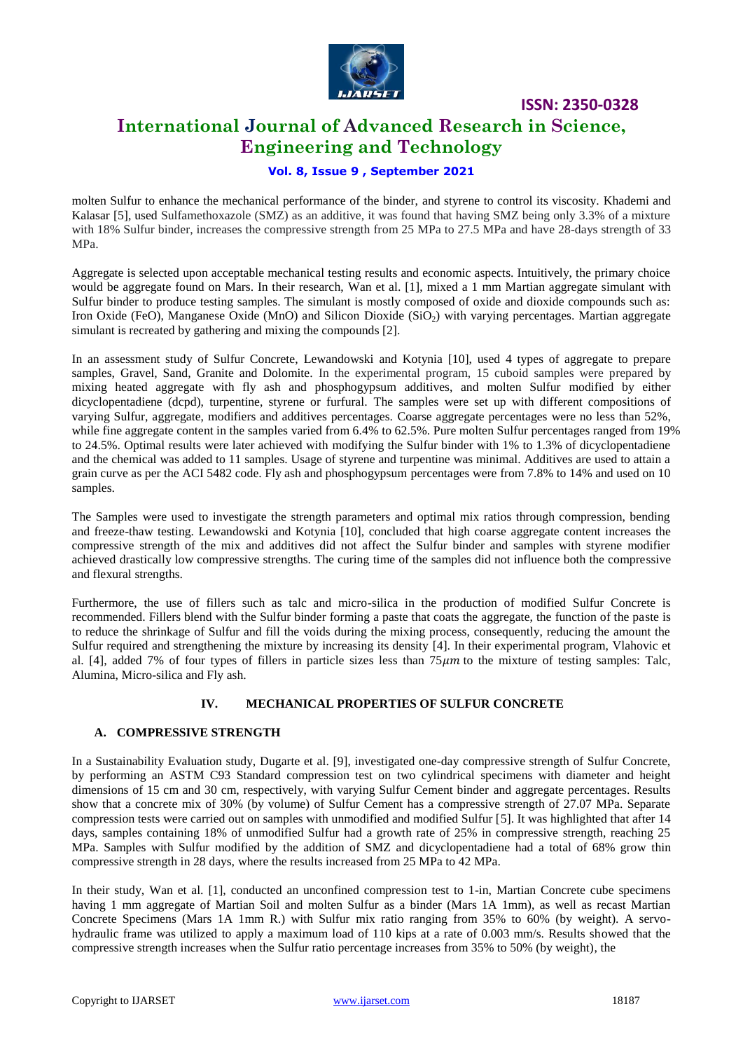molten Sulfur to enhance the mechanical performance of the binder, and styrene to control its viscosity. Khademi and Kalasar [5], used Sulfamethoxazole (SMZ) as an additive, it was found that having SMZ being only 3.3% of a mixture with 18% Sulfur binder, increases the compressive strength from 25 MPa to 27.5 MPa and have 28-days strength of 33 MPa.

Aggregate is selected upon acceptable mechanical testing results and economic aspects. Intuitively, the primary choice would be aggregate found on Mars. In their research, Wan et al. [1], mixed a 1 mm Martian aggregate simulant with Sulfur binder to produce testing samples. The simulant is mostly composed of oxide and dioxide compounds such as: Iron Oxide (FeO), Manganese Oxide (MnO) and Silicon Dioxide ($SiO_2$) with varying percentages. Martian aggregate simulant is recreated by gathering and mixing the compounds [2].

In an assessment study of Sulfur Concrete, Lewandowski and Kotynia [10], used 4 types of aggregate to prepare samples, Gravel, Sand, Granite and Dolomite. In the experimental program, 15 cuboid samples were prepared by mixing heated aggregate with fly ash and phosphogypsum additives, and molten Sulfur modified by either dicyclopentadiene (dcpd), turpentine, styrene or furfural. The samples were set up with different compositions of varying Sulfur, aggregate, modifiers and additives percentages. Coarse aggregate percentages were no less than 52%, while fine aggregate content in the samples varied from 6.4% to 62.5%. Pure molten Sulfur percentages ranged from 19% to 24.5%. Optimal results were later achieved with modifying the Sulfur binder with 1% to 1.3% of dicyclopentadiene and the chemical was added to 11 samples. Usage of styrene and turpentine was minimal. Additives are used to attain a grain curve as per the ACI 5482 code. Fly ash and phosphogypsum percentages were from 7.8% to 14% and used on 10 samples.

The Samples were used to investigate the strength parameters and optimal mix ratios through compression, bending and freeze-thaw testing. Lewandowski and Kotynia [10], concluded that high coarse aggregate content increases the compressive strength of the mix and additives did not affect the Sulfur binder and samples with styrene modifier achieved drastically low compressive strengths. The curing time of the samples did not influence both the compressive and flexural strengths.

Furthermore, the use of fillers such as talc and micro-silica in the production of modified Sulfur Concrete is recommended. Fillers blend with the Sulfur binder forming a paste that coats the aggregate, the function of the paste is to reduce the shrinkage of Sulfur and fill the voids during the mixing process, consequently, reducing the amount the Sulfur required and strengthening the mixture by increasing its density [4]. In their experimental program, Vlahovic et al. [4], added 7% of four types of fillers in particle sizes less than $75\mu m$ to the mixture of testing samples: Talc, Alumina, Micro-silica and Fly ash.

## IV. MECHANICAL PROPERTIES OF SULFUR CONCRETE

### A. COMPRESSIVE STRENGTH

In a Sustainability Evaluation study, Dugarte et al. [9], investigated one-day compressive strength of Sulfur Concrete, by performing an ASTM C93 Standard compression test on two cylindrical specimens with diameter and height dimensions of 15 cm and 30 cm, respectively, with varying Sulfur Cement binder and aggregate percentages. Results show that a concrete mix of 30% (by volume) of Sulfur Cement has a compressive strength of 27.07 MPa. Separate compression tests were carried out on samples with unmodified and modified Sulfur [5]. It was highlighted that after 14 days, samples containing 18% of unmodified Sulfur had a growth rate of 25% in compressive strength, reaching 25 MPa. Samples with Sulfur modified by the addition of SMZ and dicyclopentadiene had a total of 68% grow thin compressive strength in 28 days, where the results increased from 25 MPa to 42 MPa.

In their study, Wan et al. [1], conducted an unconfined compression test to 1-in, Martian Concrete cube specimens having 1 mm aggregate of Martian Soil and molten Sulfur as a binder (Mars 1A 1mm), as well as recast Martian Concrete Specimens (Mars 1A 1mm R.) with Sulfur mix ratio ranging from 35% to 60% (by weight). A servo-hydraulic frame was utilized to apply a maximum load of 110 kips at a rate of 0.003 mm/s. Results showed that the compressive strength increases when the Sulfur ratio percentage increases from 35% to 50% (by weight), the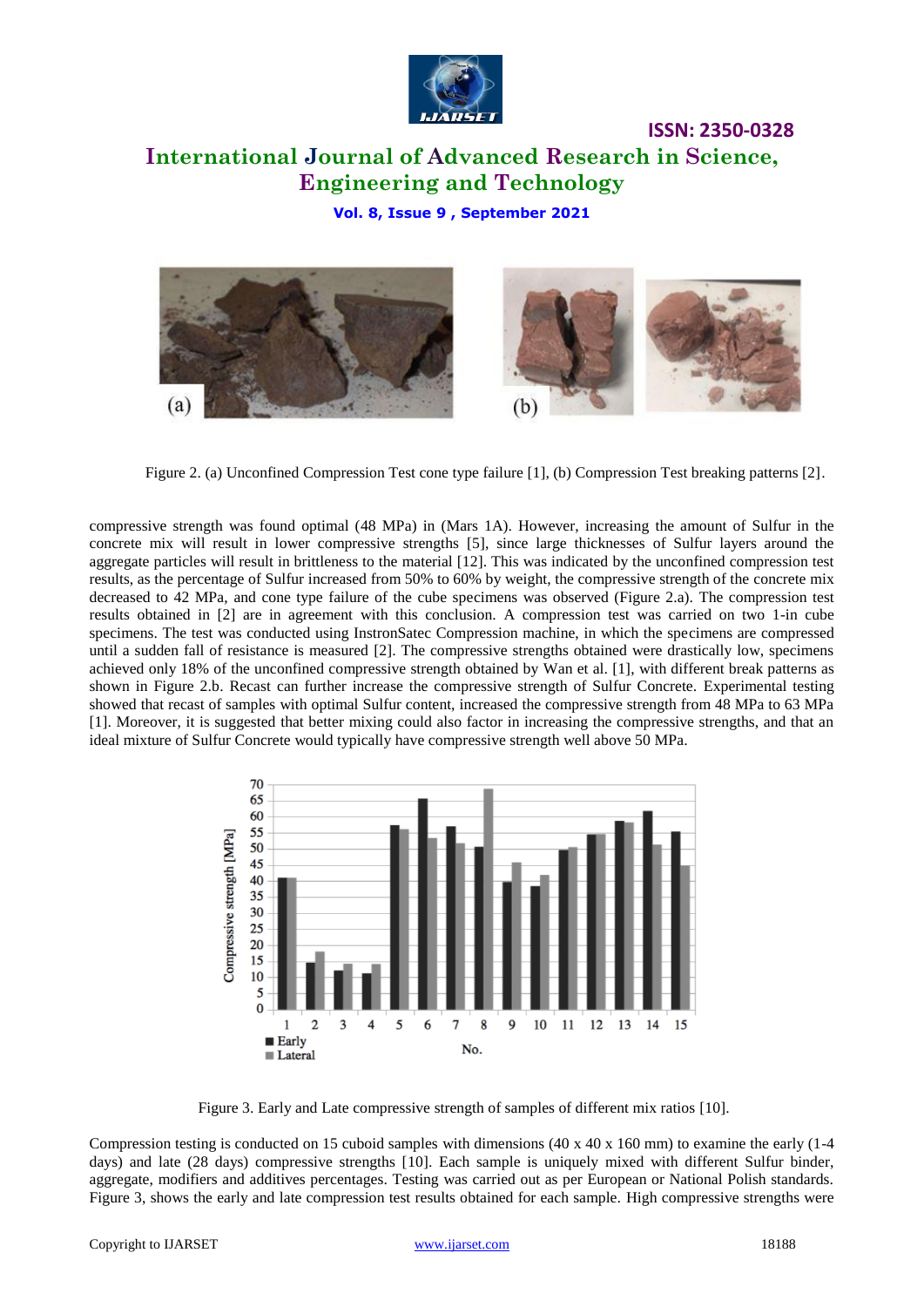Figure 2. (a) Unconfined Compression Test cone type failure [1], (b) Compression Test breaking patterns [2].

compressive strength was found optimal (48 MPa) in (Mars 1A). However, increasing the amount of Sulfur in the concrete mix will result in lower compressive strengths [5], since large thicknesses of Sulfur layers around the aggregate particles will result in brittleness to the material [12]. This was indicated by the unconfined compression test results, as the percentage of Sulfur increased from 50% to 60% by weight, the compressive strength of the concrete mix decreased to 42 MPa, and cone type failure of the cube specimens was observed (Figure 2.a). The compression test results obtained in [2] are in agreement with this conclusion. A compression test was carried on two 1-in cube specimens. The test was conducted using InstronSatec Compression machine, in which the specimens are compressed until a sudden fall of resistance is measured [2]. The compressive strengths obtained were drastically low, specimens achieved only 18% of the unconfined compressive strength obtained by Wan et al. [1], with different break patterns as shown in Figure 2.b. Recast can further increase the compressive strength of Sulfur Concrete. Experimental testing showed that recast of samples with optimal Sulfur content, increased the compressive strength from 48 MPa to 63 MPa [1]. Moreover, it is suggested that better mixing could also factor in increasing the compressive strengths, and that an ideal mixture of Sulfur Concrete would typically have compressive strength well above 50 MPa.

Compressive strength [MPa]

70
65
60
55
50
45
40
35
30
25
20
15
10
5
0

1 2 3 4 5 6 7 8 9 10 11 12 13 14 15

No.

Early
Lateral

Figure 3. Early and Late compressive strength of samples of different mix ratios [10].

Compression testing is conducted on 15 cuboid samples with dimensions (40 x 40 x 160 mm) to examine the early (1-4 days) and late (28 days) compressive strengths [10]. Each sample is uniquely mixed with different Sulfur binder, aggregate, modifiers and additives percentages. Testing was carried out as per European or National Polish standards. Figure 3, shows the early and late compression test results obtained for each sample. High compressive strengths were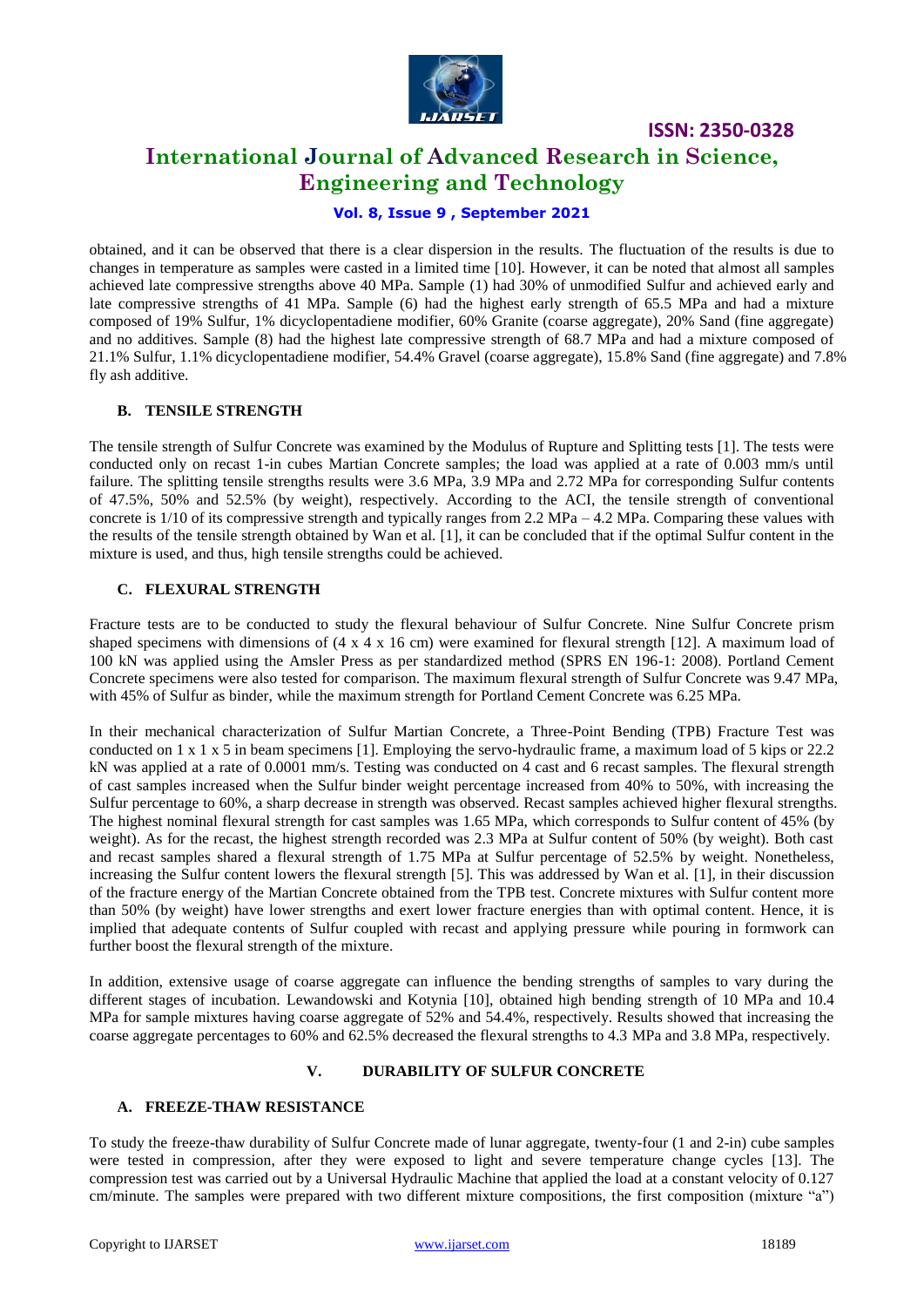obtained, and it can be observed that there is a clear dispersion in the results. The fluctuation of the results is due to changes in temperature as samples were casted in a limited time [10]. However, it can be noted that almost all samples achieved late compressive strengths above 40 MPa. Sample (1) had 30% of unmodified Sulfur and achieved early and late compressive strengths of 41 MPa. Sample (6) had the highest early strength of 65.5 MPa and had a mixture composed of 19% Sulfur, 1% dicyclopentadiene modifier, 60% Granite (coarse aggregate), 20% Sand (fine aggregate) and no additives. Sample (8) had the highest late compressive strength of 68.7 MPa and had a mixture composed of 21.1% Sulfur, 1.1% dicyclopentadiene modifier, 54.4% Gravel (coarse aggregate), 15.8% Sand (fine aggregate) and 7.8% fly ash additive.

### B. TENSILE STRENGTH

The tensile strength of Sulfur Concrete was examined by the Modulus of Rupture and Splitting tests [1]. The tests were conducted only on recast 1-in cubes Martian Concrete samples; the load was applied at a rate of 0.003 mm/s until failure. The splitting tensile strengths results were 3.6 MPa, 3.9 MPa and 2.72 MPa for corresponding Sulfur contents of 47.5%, 50% and 52.5% (by weight), respectively. According to the ACI, the tensile strength of conventional concrete is 1/10 of its compressive strength and typically ranges from 2.2 MPa – 4.2 MPa. Comparing these values with the results of the tensile strength obtained by Wan et al. [1], it can be concluded that if the optimal Sulfur content in the mixture is used, and thus, high tensile strengths could be achieved.

### C. FLEXURAL STRENGTH

Fracture tests are to be conducted to study the flexural behaviour of Sulfur Concrete. Nine Sulfur Concrete prism shaped specimens with dimensions of (4 x 4 x 16 cm) were examined for flexural strength [12]. A maximum load of 100 kN was applied using the Amsler Press as per standardized method (SPRS EN 196-1: 2008). Portland Cement Concrete specimens were also tested for comparison. The maximum flexural strength of Sulfur Concrete was 9.47 MPa, with 45% of Sulfur as binder, while the maximum strength for Portland Cement Concrete was 6.25 MPa.

In their mechanical characterization of Sulfur Martian Concrete, a Three-Point Bending (TPB) Fracture Test was conducted on 1 x 1 x 5 in beam specimens [1]. Employing the servo-hydraulic frame, a maximum load of 5 kips or 22.2 kN was applied at a rate of 0.0001 mm/s. Testing was conducted on 4 cast and 6 recast samples. The flexural strength of cast samples increased when the Sulfur binder weight percentage increased from 40% to 50%, with increasing the Sulfur percentage to 60%, a sharp decrease in strength was observed. Recast samples achieved higher flexural strengths. The highest nominal flexural strength for cast samples was 1.65 MPa, which corresponds to Sulfur content of 45% (by weight). As for the recast, the highest strength recorded was 2.3 MPa at Sulfur content of 50% (by weight). Both cast and recast samples shared a flexural strength of 1.75 MPa at Sulfur percentage of 52.5% by weight. Nonetheless, increasing the Sulfur content lowers the flexural strength [5]. This was addressed by Wan et al. [1], in their discussion of the fracture energy of the Martian Concrete obtained from the TPB test. Concrete mixtures with Sulfur content more than 50% (by weight) have lower strengths and exert lower fracture energies than with optimal content. Hence, it is implied that adequate contents of Sulfur coupled with recast and applying pressure while pouring in formwork can further boost the flexural strength of the mixture.

In addition, extensive usage of coarse aggregate can influence the bending strengths of samples to vary during the different stages of incubation. Lewandowski and Kotynia [10], obtained high bending strength of 10 MPa and 10.4 MPa for sample mixtures having coarse aggregate of 52% and 54.4%, respectively. Results showed that increasing the coarse aggregate percentages to 60% and 62.5% decreased the flexural strengths to 4.3 MPa and 3.8 MPa, respectively.

## V. DURABILITY OF SULFUR CONCRETE

### A. FREEZE-THAW RESISTANCE

To study the freeze-thaw durability of Sulfur Concrete made of lunar aggregate, twenty-four (1 and 2-in) cube samples were tested in compression, after they were exposed to light and severe temperature change cycles [13]. The compression test was carried out by a Universal Hydraulic Machine that applied the load at a constant velocity of 0.127 cm/minute. The samples were prepared with two different mixture compositions, the first composition (mixture "a")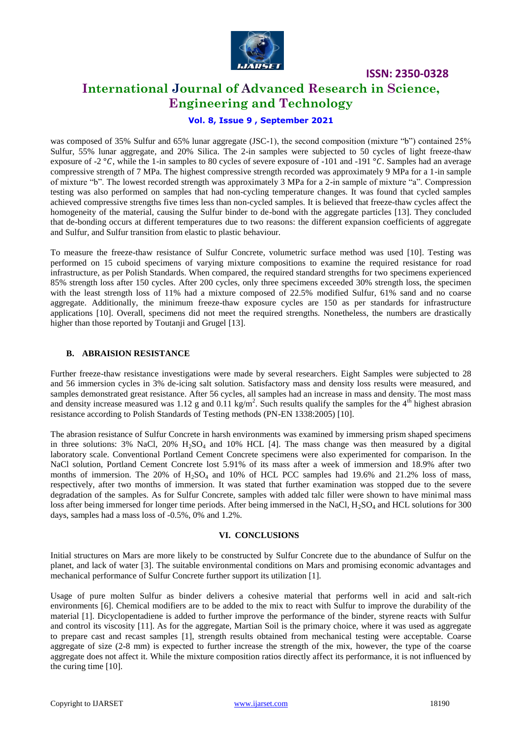was composed of 35% Sulfur and 65% lunar aggregate (JSC-1), the second composition (mixture "b") contained 25% Sulfur, 55% lunar aggregate, and 20% Silica. The 2-in samples were subjected to 50 cycles of light freeze-thaw exposure of -2 °C, while the 1-in samples to 80 cycles of severe exposure of -101 and -191 °C. Samples had an average compressive strength of 7 MPa. The highest compressive strength recorded was approximately 9 MPa for a 1-in sample of mixture "b". The lowest recorded strength was approximately 3 MPa for a 2-in sample of mixture "a". Compression testing was also performed on samples that had non-cycling temperature changes. It was found that cycled samples achieved compressive strengths five times less than non-cycled samples. It is believed that freeze-thaw cycles affect the homogeneity of the material, causing the Sulfur binder to de-bond with the aggregate particles [13]. They concluded that de-bonding occurs at different temperatures due to two reasons: the different expansion coefficients of aggregate and Sulfur, and Sulfur transition from elastic to plastic behaviour.

To measure the freeze-thaw resistance of Sulfur Concrete, volumetric surface method was used [10]. Testing was performed on 15 cuboid specimens of varying mixture compositions to examine the required resistance for road infrastructure, as per Polish Standards. When compared, the required standard strengths for two specimens experienced 85% strength loss after 150 cycles. After 200 cycles, only three specimens exceeded 30% strength loss, the specimen with the least strength loss of 11% had a mixture composed of 22.5% modified Sulfur, 61% sand and no coarse aggregate. Additionally, the minimum freeze-thaw exposure cycles are 150 as per standards for infrastructure applications [10]. Overall, specimens did not meet the required strengths. Nonetheless, the numbers are drastically higher than those reported by Toutanji and Grugel [13].

### B. ABRAISION RESISTANCE

Further freeze-thaw resistance investigations were made by several researchers. Eight Samples were subjected to 28 and 56 immersion cycles in 3% de-icing salt solution. Satisfactory mass and density loss results were measured, and samples demonstrated great resistance. After 56 cycles, all samples had an increase in mass and density. The most mass and density increase measured was 1.12 g and 0.11 kg/m$^2$. Such results qualify the samples for the 4$^{th}$ highest abrasion resistance according to Polish Standards of Testing methods (PN-EN 1338:2005) [10].

The abrasion resistance of Sulfur Concrete in harsh environments was examined by immersing prism shaped specimens in three solutions: 3% NaCl, 20% $H_2SO_4$ and 10% HCL [4]. The mass change was then measured by a digital laboratory scale. Conventional Portland Cement Concrete specimens were also experimented for comparison. In the NaCl solution, Portland Cement Concrete lost 5.91% of its mass after a week of immersion and 18.9% after two months of immersion. The 20% of $H_2SO_4$ and 10% of HCL PCC samples had 19.6% and 21.2% loss of mass, respectively, after two months of immersion. It was stated that further examination was stopped due to the severe degradation of the samples. As for Sulfur Concrete, samples with added talc filler were shown to have minimal mass loss after being immersed for longer time periods. After being immersed in the NaCl, $H_2SO_4$ and HCL solutions for 300 days, samples had a mass loss of -0.5%, 0% and 1.2%.

## VI. CONCLUSIONS

Initial structures on Mars are more likely to be constructed by Sulfur Concrete due to the abundance of Sulfur on the planet, and lack of water [3]. The suitable environmental conditions on Mars and promising economic advantages and mechanical performance of Sulfur Concrete further support its utilization [1].

Usage of pure molten Sulfur as binder delivers a cohesive material that performs well in acid and salt-rich environments [6]. Chemical modifiers are to be added to the mix to react with Sulfur to improve the durability of the material [1]. Dicyclopentadiene is added to further improve the performance of the binder, styrene reacts with Sulfur and control its viscosity [11]. As for the aggregate, Martian Soil is the primary choice, where it was used as aggregate to prepare cast and recast samples [1], strength results obtained from mechanical testing were acceptable. Coarse aggregate of size (2-8 mm) is expected to further increase the strength of the mix, however, the type of the coarse aggregate does not affect it. While the mixture composition ratios directly affect its performance, it is not influenced by the curing time [10].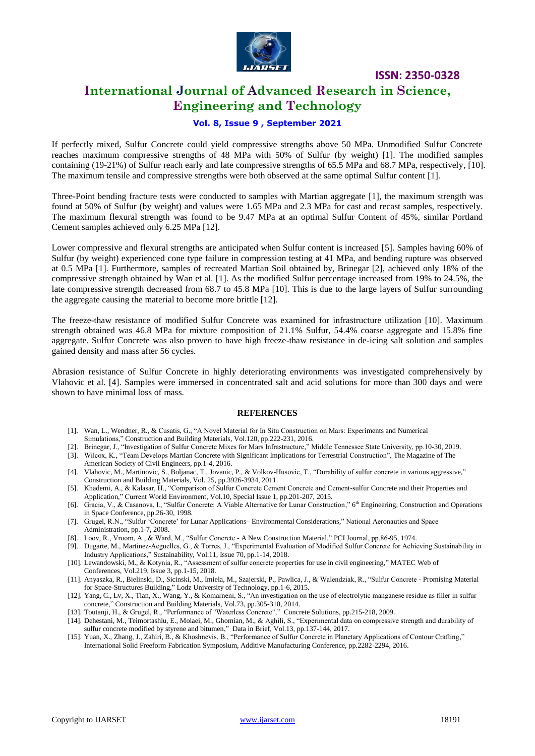If perfectly mixed, Sulfur Concrete could yield compressive strengths above 50 MPa. Unmodified Sulfur Concrete reaches maximum compressive strengths of 48 MPa with 50% of Sulfur (by weight) [1]. The modified samples containing (19-21%) of Sulfur reach early and late compressive strengths of 65.5 MPa and 68.7 MPa, respectively, [10]. The maximum tensile and compressive strengths were both observed at the same optimal Sulfur content [1].

Three-Point bending fracture tests were conducted to samples with Martian aggregate [1], the maximum strength was found at 50% of Sulfur (by weight) and values were 1.65 MPa and 2.3 MPa for cast and recast samples, respectively. The maximum flexural strength was found to be 9.47 MPa at an optimal Sulfur Content of 45%, similar Portland Cement samples achieved only 6.25 MPa [12].

Lower compressive and flexural strengths are anticipated when Sulfur content is increased [5]. Samples having 60% of Sulfur (by weight) experienced cone type failure in compression testing at 41 MPa, and bending rupture was observed at 0.5 MPa [1]. Furthermore, samples of recreated Martian Soil obtained by, Brinegar [2], achieved only 18% of the compressive strength obtained by Wan et al. [1]. As the modified Sulfur percentage increased from 19% to 24.5%, the late compressive strength decreased from 68.7 to 45.8 MPa [10]. This is due to the large layers of Sulfur surrounding the aggregate causing the material to become more brittle [12].

The freeze-thaw resistance of modified Sulfur Concrete was examined for infrastructure utilization [10]. Maximum strength obtained was 46.8 MPa for mixture composition of 21.1% Sulfur, 54.4% coarse aggregate and 15.8% fine aggregate. Sulfur Concrete was also proven to have high freeze-thaw resistance in de-icing salt solution and samples gained density and mass after 56 cycles.

Abrasion resistance of Sulfur Concrete in highly deteriorating environments was investigated comprehensively by Vlahovic et al. [4]. Samples were immersed in concentrated salt and acid solutions for more than 300 days and were shown to have minimal loss of mass.

## REFERENCES

[1]. Wan, L., Wendner, R., & Cusatis, G., "A Novel Material for In Situ Construction on Mars: Experiments and Numerical Simulations," Construction and Building Materials, Vol.120, pp.222-231, 2016.

[2]. Brinegar, J., "Investigation of Sulfur Concrete Mixes for Mars Infrastructure," Middle Tennessee State University, pp.10-30, 2019.

[3]. Wilcox, K., "Team Develops Martian Concrete with Significant Implications for Terrestrial Construction", The Magazine of The American Society of Civil Engineers, pp.1-4, 2016.

[4]. Vlahovic, M., Martinovic, S., Boljanac, T., Jovanic, P., & Volkov-Husovic, T., "Durability of sulfur concrete in various aggressive," Construction and Building Materials, Vol. 25, pp.3926-3934, 2011.

[5]. Khademi, A., & Kalasar, H., "Comparison of Sulfur Concrete Cement Concrete and Cement-sulfur Concrete and their Properties and Application," Current World Environment, Vol.10, Special Issue 1, pp.201-207, 2015.

[6]. Gracia, V., & Casanova, I., "Sulfur Concrete: A Viable Alternative for Lunar Construction," 6th Engineering, Construction and Operations in Space Conference, pp.26-30, 1998.

[7]. Grugel, R.N., "Sulfur 'Concrete' for Lunar Applications– Environmental Considerations," National Aeronautics and Space Administration, pp.1-7, 2008.

[8]. Loov, R., Vroom, A., & Ward, M., "Sulfur Concrete - A New Construction Material," PCI Journal, pp.86-95, 1974.

[9]. Dugarte, M., Martinez-Aeguelles, G., & Torres, J., "Experimental Evaluation of Modified Sulfur Concrete for Achieving Sustainability in Industry Applications," Sustainability, Vol.11, Issue 70, pp.1-14, 2018.

[10]. Lewandowski, M., & Kotynia, R., "Assessment of sulfur concrete properties for use in civil engineering," MATEC Web of Conferences, Vol.219, Issue 3, pp.1-15, 2018.

[11]. Anyaszka, R., Bielinski, D., Sicinski, M., Imiela, M., Szajerski, P., Pawlica, J., & Walendziak, R., "Sulfur Concrete - Promising Material for Space-Structures Building," Lodz University of Technology, pp.1-6, 2015.

[12]. Yang, C., Lv, X., Tian, X., Wang, Y., & Komarneni, S., "An investigation on the use of electrolytic manganese residue as filler in sulfur concrete," Construction and Building Materials, Vol.73, pp.305-310, 2014.

[13]. Toutanji, H., & Grugel, R., "Performance of "Waterless Concrete"," Concrete Solutions, pp.215-218, 2009.

[14]. Dehestani, M., Teimortashlu, E., Molaei, M., Ghomian, M., & Aghili, S., "Experimental data on compressive strength and durability of sulfur concrete modified by styrene and bitumen," Data in Brief, Vol.13, pp.137-144, 2017.

[15]. Yuan, X., Zhang, J., Zahiri, B., & Khoshnevis, B., "Performance of Sulfur Concrete in Planetary Applications of Contour Crafting," International Solid Freeform Fabrication Symposium, Additive Manufacturing Conference, pp.2282-2294, 2016.